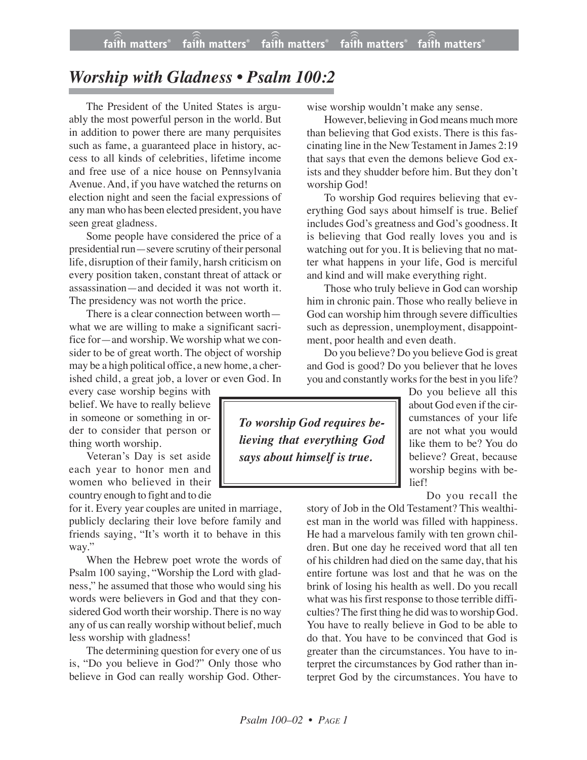# *Worship with Gladness • Psalm 100:2*

The President of the United States is arguably the most powerful person in the world. But in addition to power there are many perquisites such as fame, a guaranteed place in history, access to all kinds of celebrities, lifetime income and free use of a nice house on Pennsylvania Avenue. And, if you have watched the returns on election night and seen the facial expressions of any man who has been elected president, you have seen great gladness.

Some people have considered the price of a presidential run—severe scrutiny of their personal life, disruption of their family, harsh criticism on every position taken, constant threat of attack or assassination—and decided it was not worth it. The presidency was not worth the price.

There is a clear connection between worth—what we are willing to make a significant sacrifice for—and worship. We worship what we consider to be of great worth. The object of worship may be a high political office, a new home, a cherished child, a great job, a lover or even God. In every case worship begins with belief. We have to really believe in someone or something in order to consider that person or thing worth worship.

Veteran's Day is set aside each year to honor men and women who believed in their country enough to fight and to die for it. Every year couples are united in marriage, publicly declaring their love before family and friends saying, "It's worth it to behave in this way."

When the Hebrew poet wrote the words of Psalm 100 saying, "Worship the Lord with gladness," he assumed that those who would sing his words were believers in God and that they considered God worth their worship. There is no way any of us can really worship without belief, much less worship with gladness!

The determining question for every one of us is, "Do you believe in God?" Only those who believe in God can really worship God. Otherwise worship wouldn't make any sense.

However, believing in God means much more than believing that God exists. There is this fascinating line in the New Testament in James 2:19 that says that even the demons believe God exists and they shudder before him. But they don't worship God!

To worship God requires believing that everything God says about himself is true. Belief includes God's greatness and God's goodness. It is believing that God really loves you and is watching out for you. It is believing that no matter what happens in your life, God is merciful and kind and will make everything right.

Those who truly believe in God can worship him in chronic pain. Those who really believe in God can worship him through severe difficulties such as depression, unemployment, disappointment, poor health and even death.

Do you believe? Do you believe God is great and God is good? Do you believer that he loves you and constantly works for the best in you life? Do you believe all this about God even if the circumstances of your life are not what you would like them to be? You do believe? Great, because worship begins with belief!

> ***To worship God requires believing that everything God says about himself is true.***

Do you recall the story of Job in the Old Testament? This wealthiest man in the world was filled with happiness. He had a marvelous family with ten grown children. But one day he received word that all ten of his children had died on the same day, that his entire fortune was lost and that he was on the brink of losing his health as well. Do you recall what was his first response to those terrible difficulties? The first thing he did was to worship God. You have to really believe in God to be able to do that. You have to be convinced that God is greater than the circumstances. You have to interpret the circumstances by God rather than interpret God by the circumstances. You have to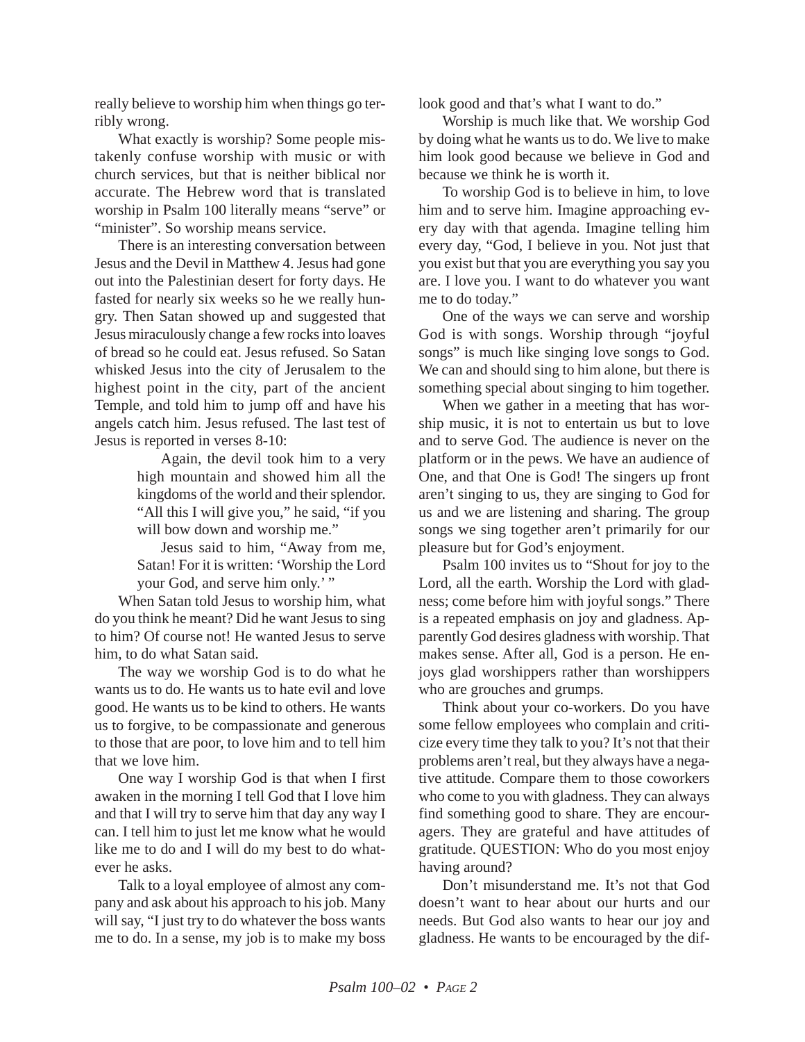really believe to worship him when things go terribly wrong.

What exactly is worship? Some people mistakenly confuse worship with music or with church services, but that is neither biblical nor accurate. The Hebrew word that is translated worship in Psalm 100 literally means "serve" or "minister". So worship means service.

There is an interesting conversation between Jesus and the Devil in Matthew 4. Jesus had gone out into the Palestinian desert for forty days. He fasted for nearly six weeks so he we really hungry. Then Satan showed up and suggested that Jesus miraculously change a few rocks into loaves of bread so he could eat. Jesus refused. So Satan whisked Jesus into the city of Jerusalem to the highest point in the city, part of the ancient Temple, and told him to jump off and have his angels catch him. Jesus refused. The last test of Jesus is reported in verses 8-10:

> Again, the devil took him to a very high mountain and showed him all the kingdoms of the world and their splendor. "All this I will give you," he said, "if you will bow down and worship me."
>
> Jesus said to him, "Away from me, Satan! For it is written: 'Worship the Lord your God, and serve him only.' "

When Satan told Jesus to worship him, what do you think he meant? Did he want Jesus to sing to him? Of course not! He wanted Jesus to serve him, to do what Satan said.

The way we worship God is to do what he wants us to do. He wants us to hate evil and love good. He wants us to be kind to others. He wants us to forgive, to be compassionate and generous to those that are poor, to love him and to tell him that we love him.

One way I worship God is that when I first awaken in the morning I tell God that I love him and that I will try to serve him that day any way I can. I tell him to just let me know what he would like me to do and I will do my best to do whatever he asks.

Talk to a loyal employee of almost any company and ask about his approach to his job. Many will say, "I just try to do whatever the boss wants me to do. In a sense, my job is to make my boss look good and that's what I want to do."

Worship is much like that. We worship God by doing what he wants us to do. We live to make him look good because we believe in God and because we think he is worth it.

To worship God is to believe in him, to love him and to serve him. Imagine approaching every day with that agenda. Imagine telling him every day, "God, I believe in you. Not just that you exist but that you are everything you say you are. I love you. I want to do whatever you want me to do today."

One of the ways we can serve and worship God is with songs. Worship through "joyful songs" is much like singing love songs to God. We can and should sing to him alone, but there is something special about singing to him together.

When we gather in a meeting that has worship music, it is not to entertain us but to love and to serve God. The audience is never on the platform or in the pews. We have an audience of One, and that One is God! The singers up front aren't singing to us, they are singing to God for us and we are listening and sharing. The group songs we sing together aren't primarily for our pleasure but for God's enjoyment.

Psalm 100 invites us to "Shout for joy to the Lord, all the earth. Worship the Lord with gladness; come before him with joyful songs." There is a repeated emphasis on joy and gladness. Apparently God desires gladness with worship. That makes sense. After all, God is a person. He enjoys glad worshippers rather than worshippers who are grouches and grumps.

Think about your co-workers. Do you have some fellow employees who complain and criticize every time they talk to you? It's not that their problems aren't real, but they always have a negative attitude. Compare them to those coworkers who come to you with gladness. They can always find something good to share. They are encouragers. They are grateful and have attitudes of gratitude. QUESTION: Who do you most enjoy having around?

Don't misunderstand me. It's not that God doesn't want to hear about our hurts and our needs. But God also wants to hear our joy and gladness. He wants to be encouraged by the dif-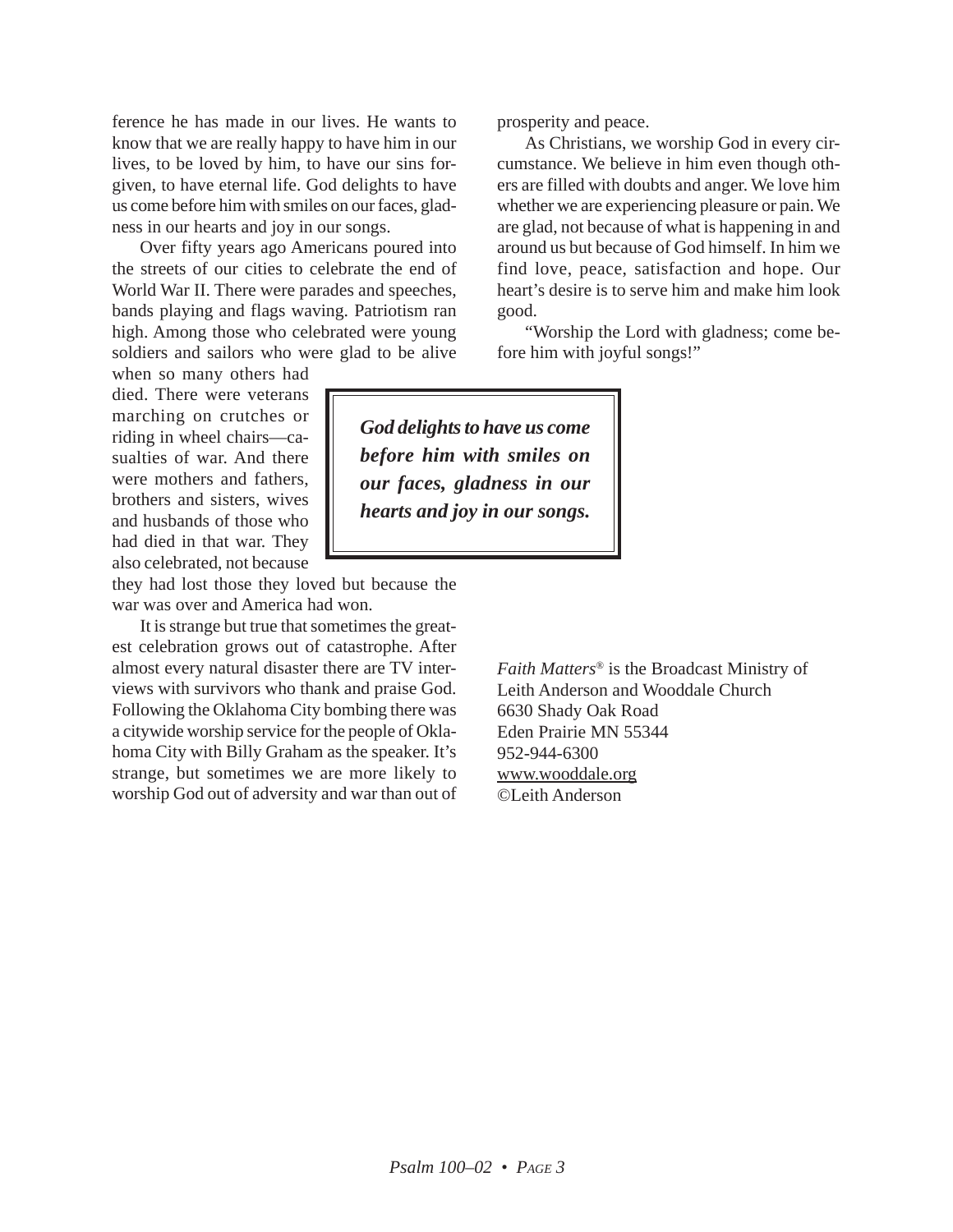ference he has made in our lives. He wants to know that we are really happy to have him in our lives, to be loved by him, to have our sins forgiven, to have eternal life. God delights to have us come before him with smiles on our faces, gladness in our hearts and joy in our songs.

Over fifty years ago Americans poured into the streets of our cities to celebrate the end of World War II. There were parades and speeches, bands playing and flags waving. Patriotism ran high. Among those who celebrated were young soldiers and sailors who were glad to be alive when so many others had died. There were veterans marching on crutches or riding in wheel chairs—casualties of war. And there were mothers and fathers, brothers and sisters, wives and husbands of those who had died in that war. They also celebrated, not because they had lost those they loved but because the war was over and America had won.

> ***God delights to have us come before him with smiles on our faces, gladness in our hearts and joy in our songs.***

It is strange but true that sometimes the greatest celebration grows out of catastrophe. After almost every natural disaster there are TV interviews with survivors who thank and praise God. Following the Oklahoma City bombing there was a citywide worship service for the people of Oklahoma City with Billy Graham as the speaker. It's strange, but sometimes we are more likely to worship God out of adversity and war than out of prosperity and peace.

As Christians, we worship God in every circumstance. We believe in him even though others are filled with doubts and anger. We love him whether we are experiencing pleasure or pain. We are glad, not because of what is happening in and around us but because of God himself. In him we find love, peace, satisfaction and hope. Our heart's desire is to serve him and make him look good.

"Worship the Lord with gladness; come before him with joyful songs!"

*Faith Matters*® is the Broadcast Ministry of
Leith Anderson and Wooddale Church
6630 Shady Oak Road
Eden Prairie MN 55344
952-944-6300
www.wooddale.org
©Leith Anderson